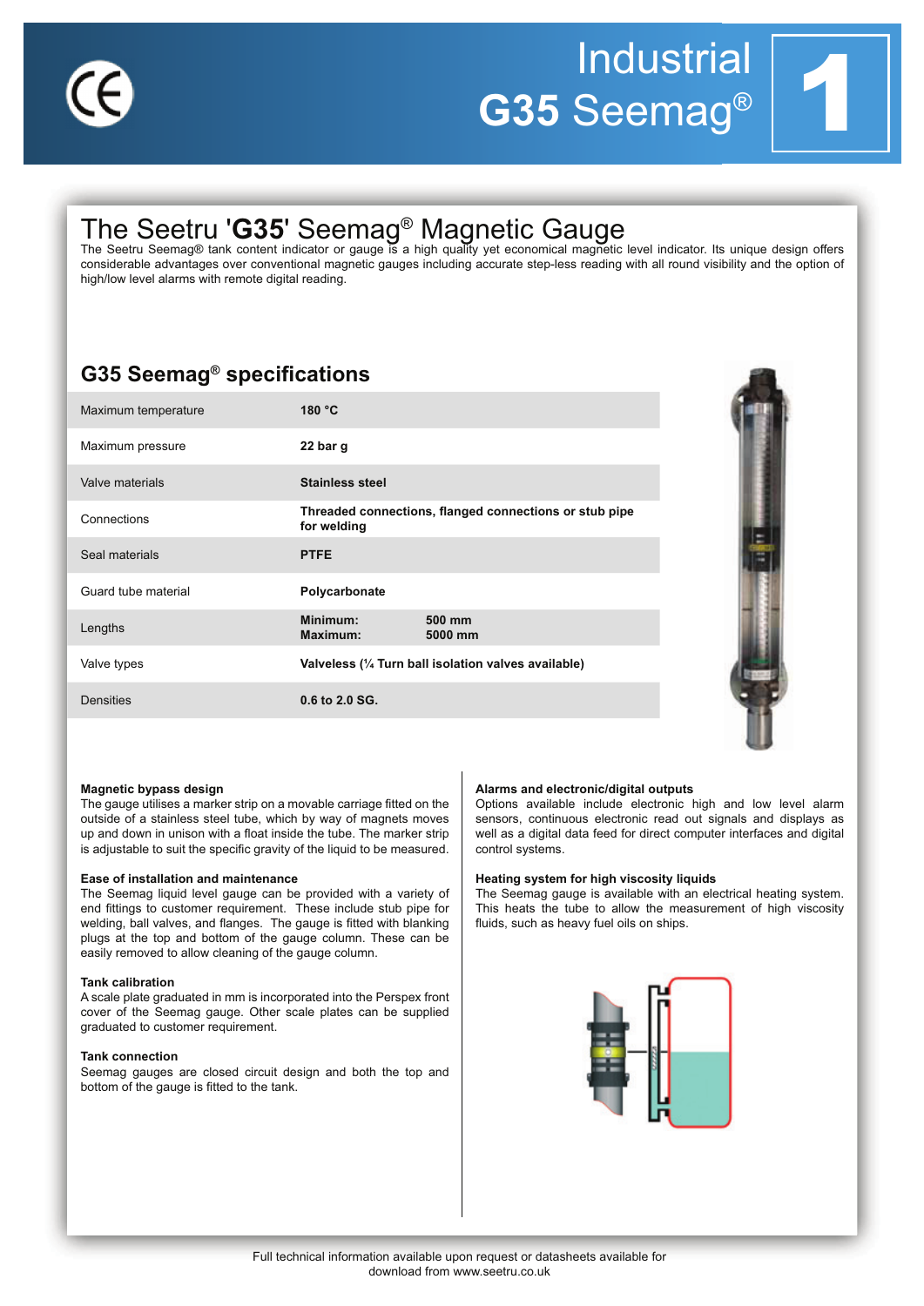# Industrial G35 Seemag®

## The Seetru 'G35' Seemag® Magnetic Gauge

The Seetru Seemag® tank content indicator or gauge is a high quality yet economical magnetic level indicator. Its unique design offers considerable advantages over conventional magnetic gauges including accurate step-less reading with all round visibility and the option of high/low level alarms with remote digital reading.

## G35 Seemag® specifications

| | |
|---|---|
| Maximum temperature | **180 °C** |
| Maximum pressure | **22 bar g** |
| Valve materials | **Stainless steel** |
| Connections | **Threaded connections, flanged connections or stub pipe for welding** |
| Seal materials | **PTFE** |
| Guard tube material | **Polycarbonate** |
| Lengths | **Minimum: 500 mm**<br>**Maximum: 5000 mm** |
| Valve types | **Valveless (¼ Turn ball isolation valves available)** |
| Densities | **0.6 to 2.0 SG.** |

**Magnetic bypass design**
The gauge utilises a marker strip on a movable carriage fitted on the outside of a stainless steel tube, which by way of magnets moves up and down in unison with a float inside the tube. The marker strip is adjustable to suit the specific gravity of the liquid to be measured.

**Ease of installation and maintenance**
The Seemag liquid level gauge can be provided with a variety of end fittings to customer requirement. These include stub pipe for welding, ball valves, and flanges. The gauge is fitted with blanking plugs at the top and bottom of the gauge column. These can be easily removed to allow cleaning of the gauge column.

**Tank calibration**
A scale plate graduated in mm is incorporated into the Perspex front cover of the Seemag gauge. Other scale plates can be supplied graduated to customer requirement.

**Tank connection**
Seemag gauges are closed circuit design and both the top and bottom of the gauge is fitted to the tank.

**Alarms and electronic/digital outputs**
Options available include electronic high and low level alarm sensors, continuous electronic read out signals and displays as well as a digital data feed for direct computer interfaces and digital control systems.

**Heating system for high viscosity liquids**
The Seemag gauge is available with an electrical heating system. This heats the tube to allow the measurement of high viscosity fluids, such as heavy fuel oils on ships.

Full technical information available upon request or datasheets available for download from www.seetru.co.uk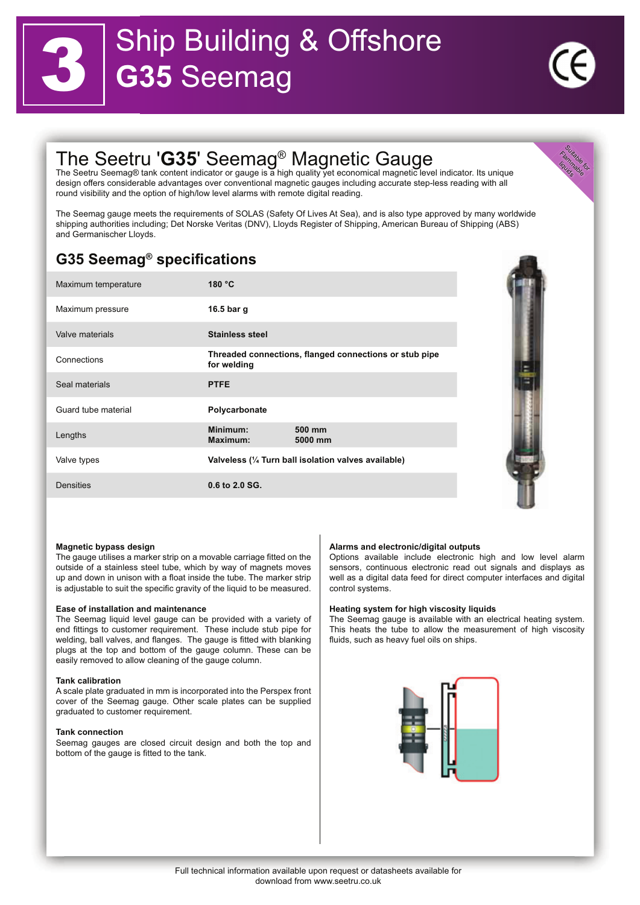# 3 Ship Building & Offshore G35 Seemag

## The Seetru '**G35**' Seemag® Magnetic Gauge

Suitable for Flammable liquids

The Seetru Seemag® tank content indicator or gauge is a high quality yet economical magnetic level indicator. Its unique design offers considerable advantages over conventional magnetic gauges including accurate step-less reading with all round visibility and the option of high/low level alarms with remote digital reading.

The Seemag gauge meets the requirements of SOLAS (Safety Of Lives At Sea), and is also type approved by many worldwide shipping authorities including; Det Norske Veritas (DNV), Lloyds Register of Shipping, American Bureau of Shipping (ABS) and Germanischer Lloyds.

## G35 Seemag® specifications

| | |
|---|---|
| Maximum temperature | **180 °C** |
| Maximum pressure | **16.5 bar g** |
| Valve materials | **Stainless steel** |
| Connections | **Threaded connections, flanged connections or stub pipe for welding** |
| Seal materials | **PTFE** |
| Guard tube material | **Polycarbonate** |
| Lengths | **Minimum: 500 mm**<br>**Maximum: 5000 mm** |
| Valve types | **Valveless (¼ Turn ball isolation valves available)** |
| Densities | **0.6 to 2.0 SG.** |

**Magnetic bypass design**
The gauge utilises a marker strip on a movable carriage fitted on the outside of a stainless steel tube, which by way of magnets moves up and down in unison with a float inside the tube. The marker strip is adjustable to suit the specific gravity of the liquid to be measured.

**Ease of installation and maintenance**
The Seemag liquid level gauge can be provided with a variety of end fittings to customer requirement. These include stub pipe for welding, ball valves, and flanges. The gauge is fitted with blanking plugs at the top and bottom of the gauge column. These can be easily removed to allow cleaning of the gauge column.

**Tank calibration**
A scale plate graduated in mm is incorporated into the Perspex front cover of the Seemag gauge. Other scale plates can be supplied graduated to customer requirement.

**Tank connection**
Seemag gauges are closed circuit design and both the top and bottom of the gauge is fitted to the tank.

**Alarms and electronic/digital outputs**
Options available include electronic high and low level alarm sensors, continuous electronic read out signals and displays as well as a digital data feed for direct computer interfaces and digital control systems.

**Heating system for high viscosity liquids**
The Seemag gauge is available with an electrical heating system. This heats the tube to allow the measurement of high viscosity fluids, such as heavy fuel oils on ships.

Full technical information available upon request or datasheets available for download from www.seetru.co.uk